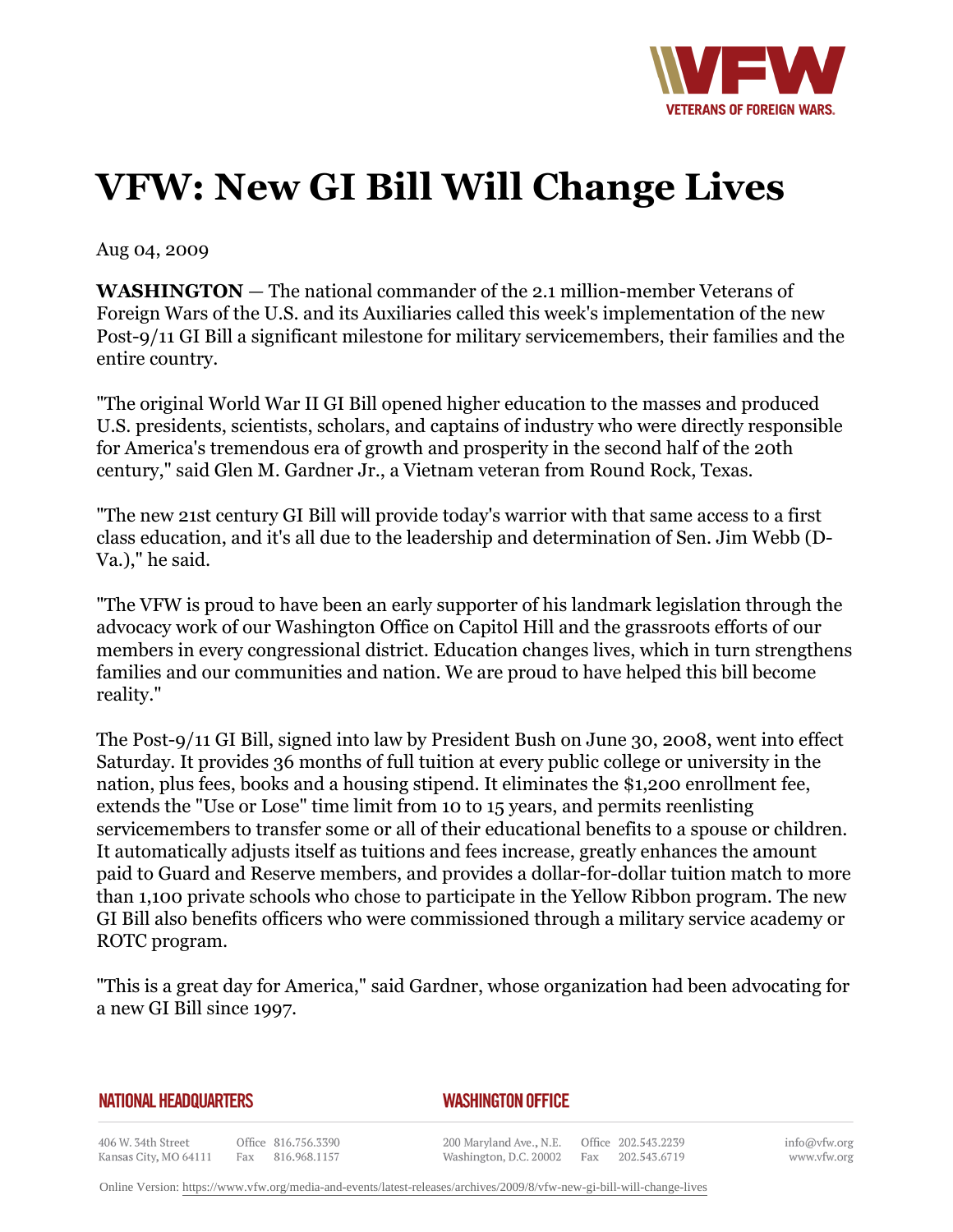# VFW: New GI Bill Will Change Lives

Aug 04, 2009

**WASHINGTON** — The national commander of the 2.1 million-member Veterans of Foreign Wars of the U.S. and its Auxiliaries called this week's implementation of the new Post-9/11 GI Bill a significant milestone for military servicemembers, their families and the entire country.

"The original World War II GI Bill opened higher education to the masses and produced U.S. presidents, scientists, scholars, and captains of industry who were directly responsible for America's tremendous era of growth and prosperity in the second half of the 20th century," said Glen M. Gardner Jr., a Vietnam veteran from Round Rock, Texas.

"The new 21st century GI Bill will provide today's warrior with that same access to a first class education, and it's all due to the leadership and determination of Sen. Jim Webb (D-Va.)," he said.

"The VFW is proud to have been an early supporter of his landmark legislation through the advocacy work of our Washington Office on Capitol Hill and the grassroots efforts of our members in every congressional district. Education changes lives, which in turn strengthens families and our communities and nation. We are proud to have helped this bill become reality."

The Post-9/11 GI Bill, signed into law by President Bush on June 30, 2008, went into effect Saturday. It provides 36 months of full tuition at every public college or university in the nation, plus fees, books and a housing stipend. It eliminates the $1,200 enrollment fee, extends the "Use or Lose" time limit from 10 to 15 years, and permits reenlisting servicemembers to transfer some or all of their educational benefits to a spouse or children. It automatically adjusts itself as tuitions and fees increase, greatly enhances the amount paid to Guard and Reserve members, and provides a dollar-for-dollar tuition match to more than 1,100 private schools who chose to participate in the Yellow Ribbon program. The new GI Bill also benefits officers who were commissioned through a military service academy or ROTC program.

"This is a great day for America," said Gardner, whose organization had been advocating for a new GI Bill since 1997.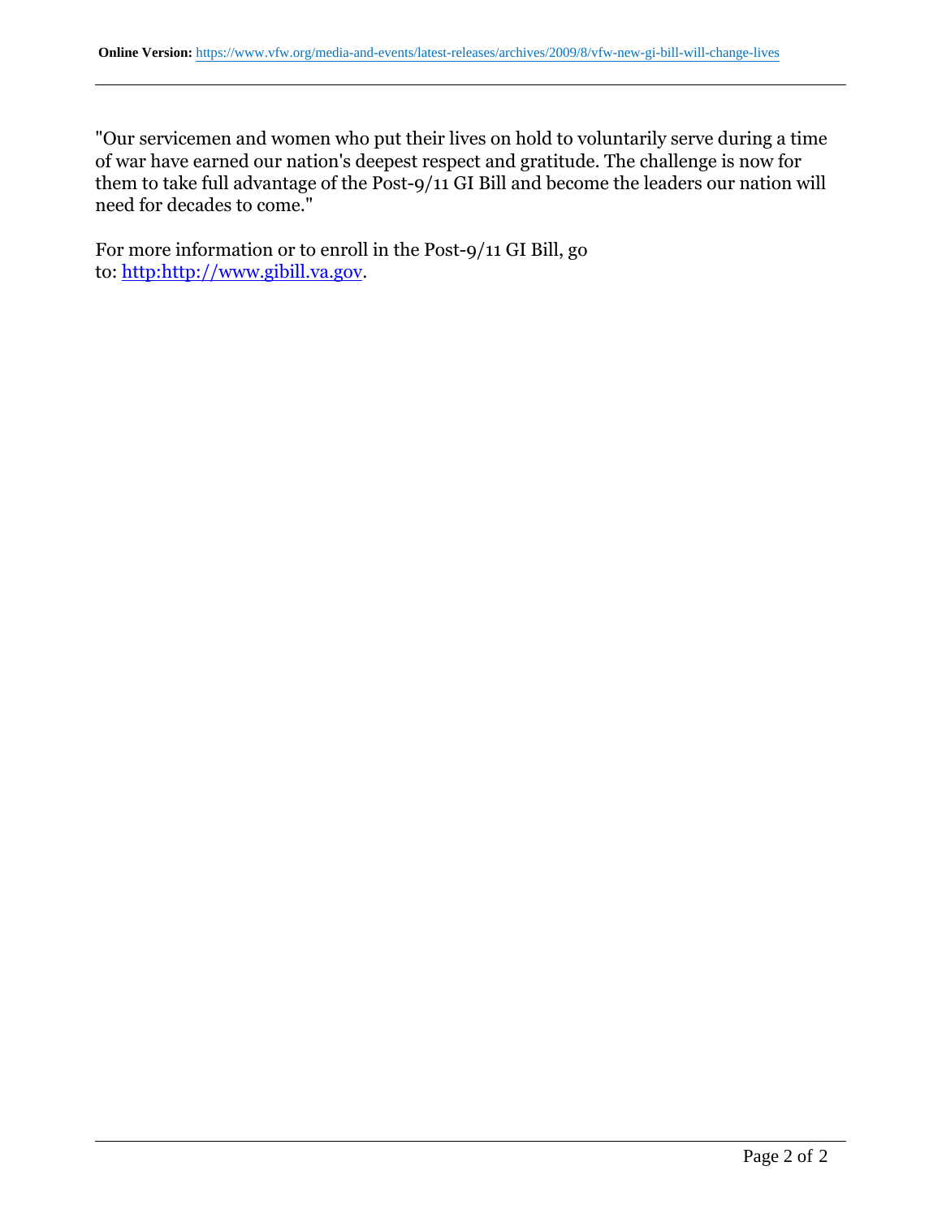"Our servicemen and women who put their lives on hold to voluntarily serve during a time of war have earned our nation's deepest respect and gratitude. The challenge is now for them to take full advantage of the Post-9/11 GI Bill and become the leaders our nation will need for decades to come."

For more information or to enroll in the Post-9/11 GI Bill, go to: http:http://www.gibill.va.gov.